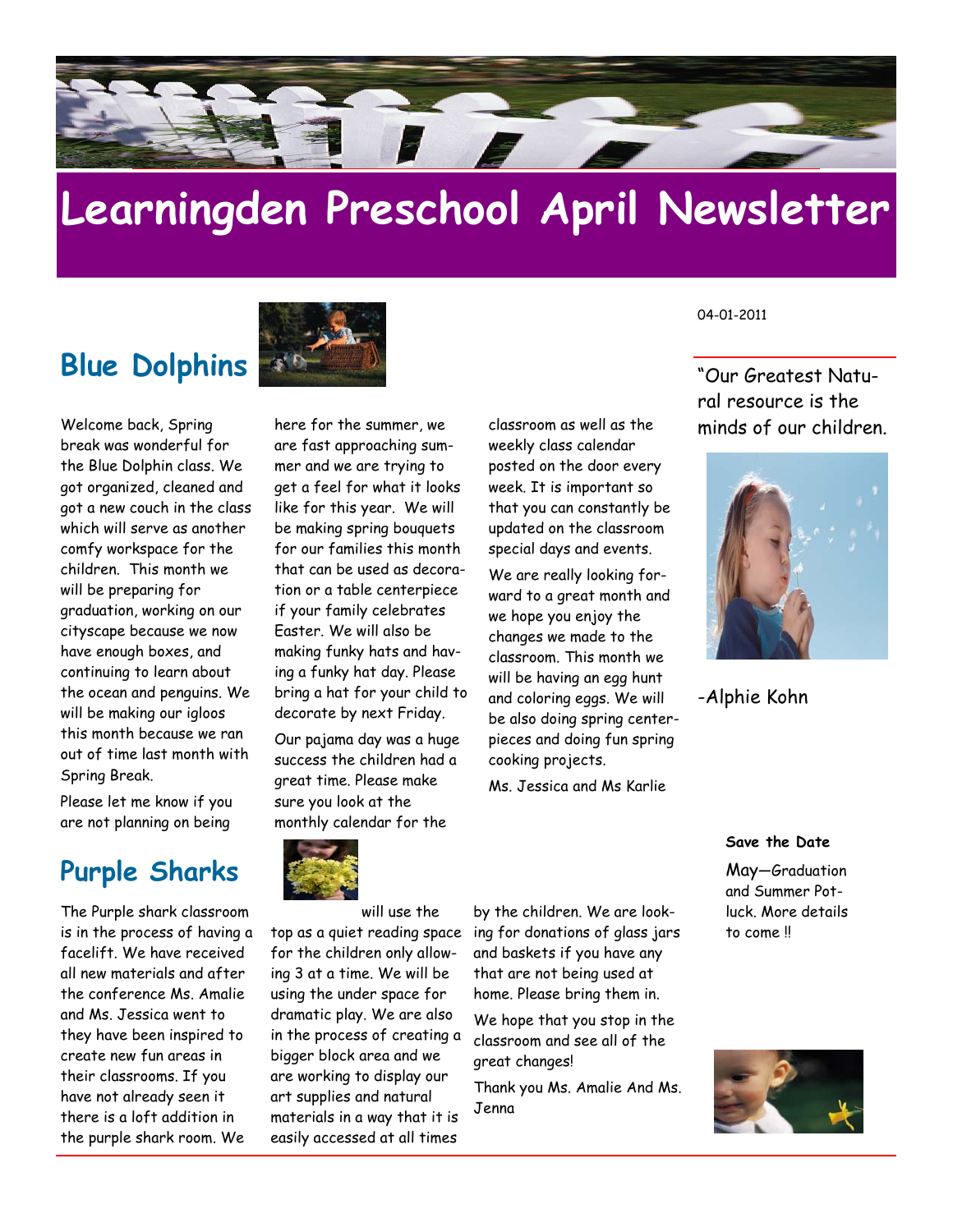# Learningden Preschool April Newsletter

04-01-2011

## Blue Dolphins

Welcome back, Spring break was wonderful for the Blue Dolphin class. We got organized, cleaned and got a new couch in the class which will serve as another comfy workspace for the children. This month we will be preparing for graduation, working on our cityscape because we now have enough boxes, and continuing to learn about the ocean and penguins. We will be making our igloos this month because we ran out of time last month with Spring Break.

Please let me know if you are not planning on being here for the summer, we are fast approaching summer and we are trying to get a feel for what it looks like for this year. We will be making spring bouquets for our families this month that can be used as decoration or a table centerpiece if your family celebrates Easter. We will also be making funky hats and having a funky hat day. Please bring a hat for your child to decorate by next Friday.

Our pajama day was a huge success the children had a great time. Please make sure you look at the monthly calendar for the classroom as well as the weekly class calendar posted on the door every week. It is important so that you can constantly be updated on the classroom special days and events.

We are really looking forward to a great month and we hope you enjoy the changes we made to the classroom. This month we will be having an egg hunt and coloring eggs. We will be also doing spring centerpieces and doing fun spring cooking projects.

Ms. Jessica and Ms Karlie

## Purple Sharks

The Purple shark classroom is in the process of having a facelift. We have received all new materials and after the conference Ms. Amalie and Ms. Jessica went to they have been inspired to create new fun areas in their classrooms. If you have not already seen it there is a loft addition in the purple shark room. We will use the top as a quiet reading space for the children only allowing 3 at a time. We will be using the under space for dramatic play. We are also in the process of creating a bigger block area and we are working to display our art supplies and natural materials in a way that it is easily accessed at all times by the children. We are looking for donations of glass jars and baskets if you have any that are not being used at home. Please bring them in.

We hope that you stop in the classroom and see all of the great changes!

Thank you Ms. Amalie And Ms. Jenna

"Our Greatest Natural resource is the minds of our children.

-Alphie Kohn

**Save the Date**

May—Graduation and Summer Potluck. More details to come !!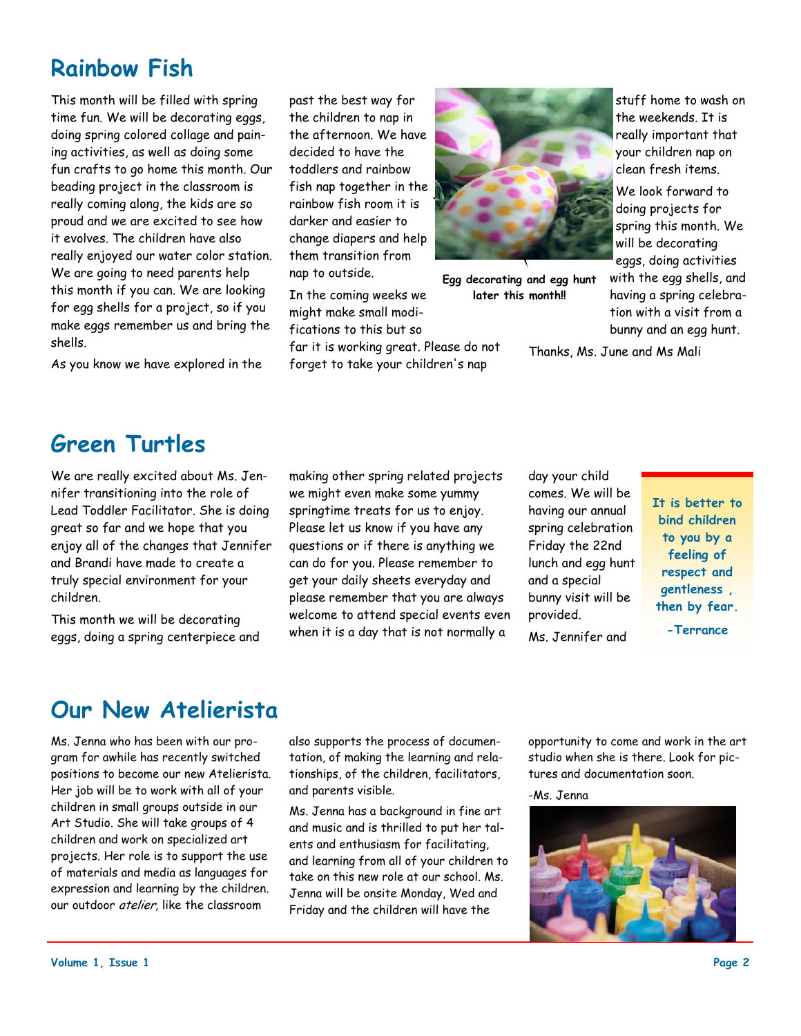## Rainbow Fish

This month will be filled with spring time fun. We will be decorating eggs, doing spring colored collage and pain-ing activities, as well as doing some fun crafts to go home this month. Our beading project in the classroom is really coming along, the kids are so proud and we are excited to see how it evolves. The children have also really enjoyed our water color station. We are going to need parents help this month if you can. We are looking for egg shells for a project, so if you make eggs remember us and bring the shells.

As you know we have explored in the past the best way for the children to nap in the afternoon. We have decided to have the toddlers and rainbow fish nap together in the rainbow fish room it is darker and easier to change diapers and help them transition from nap to outside.

In the coming weeks we might make small modi-fications to this but so far it is working great. Please do not forget to take your children's nap stuff home to wash on the weekends. It is really important that your children nap on clean fresh items.

**Egg decorating and egg hunt later this month!!**

We look forward to doing projects for spring this month. We will be decorating eggs, doing activities with the egg shells, and having a spring celebra-tion with a visit from a bunny and an egg hunt.

Thanks, Ms. June and Ms Mali

## Green Turtles

We are really excited about Ms. Jen-nifer transitioning into the role of Lead Toddler Facilitator. She is doing great so far and we hope that you enjoy all of the changes that Jennifer and Brandi have made to create a truly special environment for your children.

This month we will be decorating eggs, doing a spring centerpiece and making other spring related projects we might even make some yummy springtime treats for us to enjoy. Please let us know if you have any questions or if there is anything we can do for you. Please remember to get your daily sheets everyday and please remember that you are always welcome to attend special events even when it is a day that is not normally a day your child comes. We will be having our annual spring celebration Friday the 22nd lunch and egg hunt and a special bunny visit will be provided.

Ms. Jennifer and

**It is better to bind children to you by a feeling of respect and gentleness , then by fear.**

**-Terrance**

## Our New Atelierista

Ms. Jenna who has been with our pro-gram for awhile has recently switched positions to become our new Atelierista. Her job will be to work with all of your children in small groups outside in our Art Studio. She will take groups of 4 children and work on specialized art projects. Her role is to support the use of materials and media as languages for expression and learning by the children. our outdoor *atelier,* like the classroom also supports the process of documen-tation, of making the learning and rela-tionships, of the children, facilitators, and parents visible.

Ms. Jenna has a background in fine art and music and is thrilled to put her tal-ents and enthusiasm for facilitating, and learning from all of your children to take on this new role at our school. Ms. Jenna will be onsite Monday, Wed and Friday and the children will have the opportunity to come and work in the art studio when she is there. Look for pic-tures and documentation soon.

-Ms. Jenna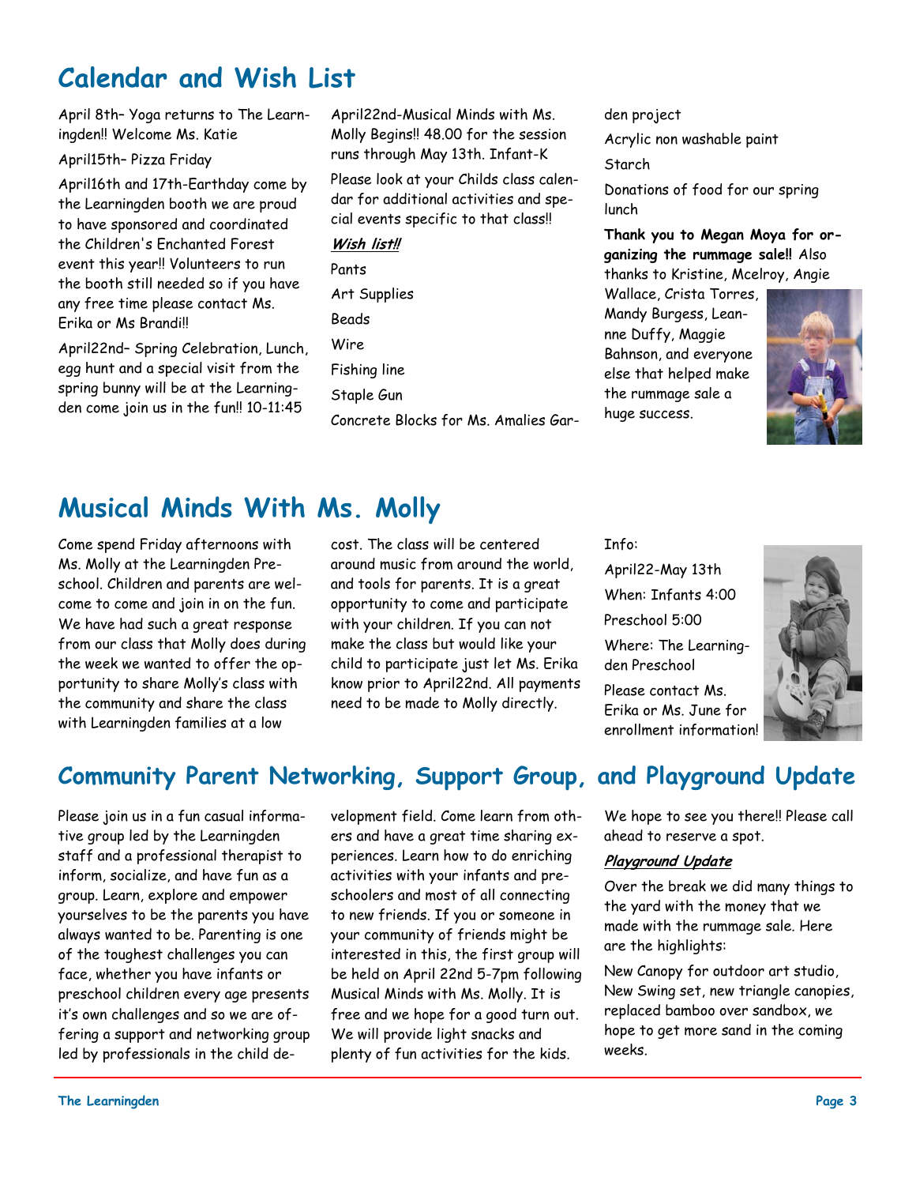## Calendar and Wish List

April 8th– Yoga returns to The Learningden!! Welcome Ms. Katie

April15th– Pizza Friday

April16th and 17th-Earthday come by the Learningden booth we are proud to have sponsored and coordinated the Children's Enchanted Forest event this year!! Volunteers to run the booth still needed so if you have any free time please contact Ms. Erika or Ms Brandi!!

April22nd– Spring Celebration, Lunch, egg hunt and a special visit from the spring bunny will be at the Learningden come join us in the fun!! 10-11:45

April22nd-Musical Minds with Ms. Molly Begins!! 48.00 for the session runs through May 13th. Infant-K

Please look at your Childs class calendar for additional activities and special events specific to that class!!

***Wish list!!***

Pants

Art Supplies

Beads

Wire

Fishing line

Staple Gun

Concrete Blocks for Ms. Amalies Garden project

Acrylic non washable paint

Starch

Donations of food for our spring lunch

**Thank you to Megan Moya for organizing the rummage sale!!** Also thanks to Kristine, Mcelroy, Angie Wallace, Crista Torres, Mandy Burgess, Leanne Duffy, Maggie Bahnson, and everyone else that helped make the rummage sale a huge success.

## Musical Minds With Ms. Molly

Come spend Friday afternoons with Ms. Molly at the Learningden Preschool. Children and parents are welcome to come and join in on the fun. We have had such a great response from our class that Molly does during the week we wanted to offer the opportunity to share Molly's class with the community and share the class with Learningden families at a low cost. The class will be centered around music from around the world, and tools for parents. It is a great opportunity to come and participate with your children. If you can not make the class but would like your child to participate just let Ms. Erika know prior to April22nd. All payments need to be made to Molly directly.

Info:

April22-May 13th

When: Infants 4:00

Preschool 5:00

Where: The Learningden Preschool

Please contact Ms. Erika or Ms. June for enrollment information!

## Community Parent Networking, Support Group, and Playground Update

Please join us in a fun casual informative group led by the Learningden staff and a professional therapist to inform, socialize, and have fun as a group. Learn, explore and empower yourselves to be the parents you have always wanted to be. Parenting is one of the toughest challenges you can face, whether you have infants or preschool children every age presents it's own challenges and so we are offering a support and networking group led by professionals in the child development field. Come learn from others and have a great time sharing experiences. Learn how to do enriching activities with your infants and preschoolers and most of all connecting to new friends. If you or someone in your community of friends might be interested in this, the first group will be held on April 22nd 5-7pm following Musical Minds with Ms. Molly. It is free and we hope for a good turn out. We will provide light snacks and plenty of fun activities for the kids.

We hope to see you there!! Please call ahead to reserve a spot.

***Playground Update***

Over the break we did many things to the yard with the money that we made with the rummage sale. Here are the highlights:

New Canopy for outdoor art studio, New Swing set, new triangle canopies, replaced bamboo over sandbox, we hope to get more sand in the coming weeks.